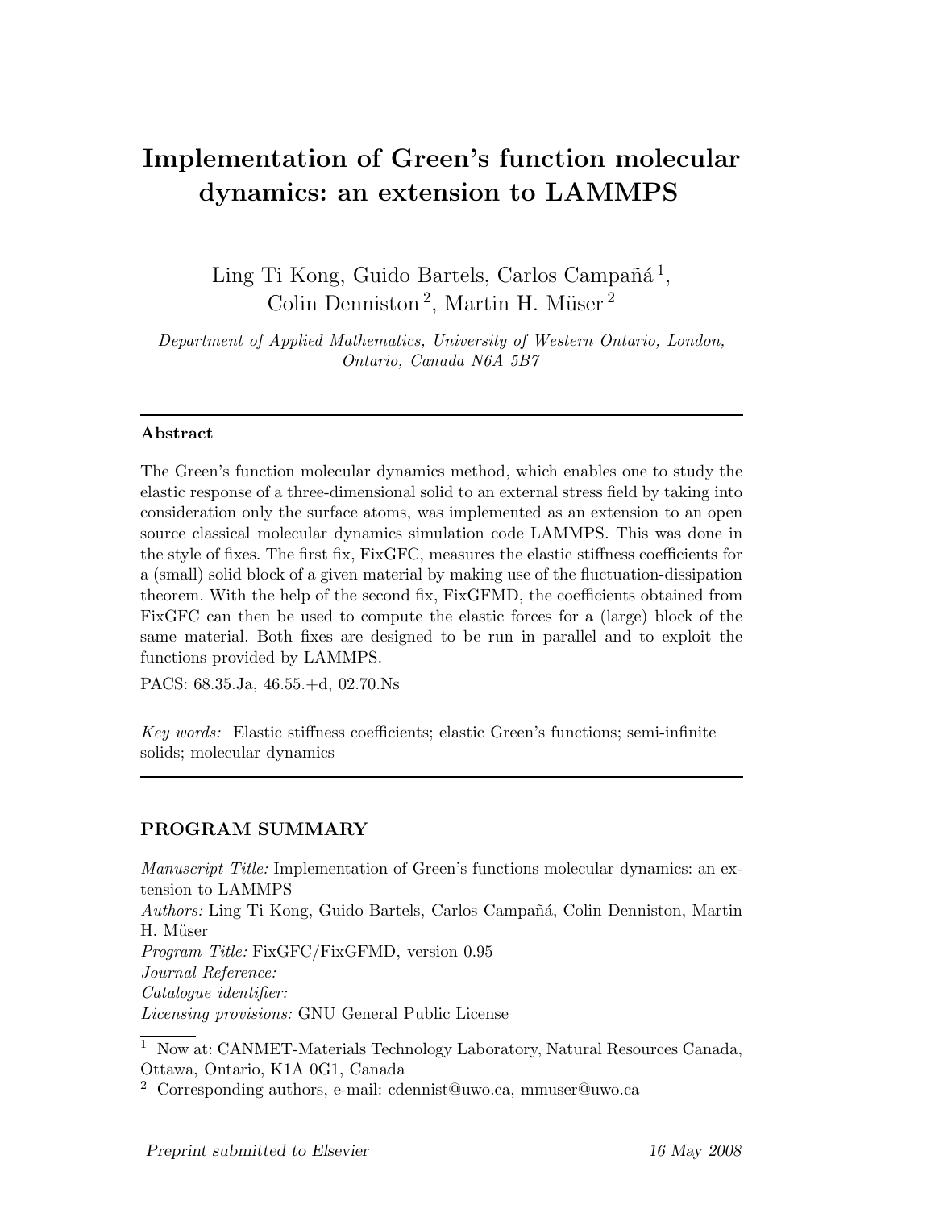# Implementation of Green's function molecular dynamics: an extension to LAMMPS

Ling Ti Kong, Guido Bartels, Carlos Campañá [1], Colin Denniston [2], Martin H. Müser [2]

*Department of Applied Mathematics, University of Western Ontario, London, Ontario, Canada N6A 5B7*

---

### Abstract

The Green's function molecular dynamics method, which enables one to study the elastic response of a three-dimensional solid to an external stress field by taking into consideration only the surface atoms, was implemented as an extension to an open source classical molecular dynamics simulation code LAMMPS. This was done in the style of fixes. The first fix, FixGFC, measures the elastic stiffness coefficients for a (small) solid block of a given material by making use of the fluctuation-dissipation theorem. With the help of the second fix, FixGFMD, the coefficients obtained from FixGFC can then be used to compute the elastic forces for a (large) block of the same material. Both fixes are designed to be run in parallel and to exploit the functions provided by LAMMPS.

PACS: 68.35.Ja, 46.55.+d, 02.70.Ns

*Key words:* Elastic stiffness coefficients; elastic Green's functions; semi-infinite solids; molecular dynamics

---

## PROGRAM SUMMARY

*Manuscript Title:* Implementation of Green's functions molecular dynamics: an extension to LAMMPS
*Authors:* Ling Ti Kong, Guido Bartels, Carlos Campañá, Colin Denniston, Martin H. Müser
*Program Title:* FixGFC/FixGFMD, version 0.95
*Journal Reference:*
*Catalogue identifier:*
*Licensing provisions:* GNU General Public License

[1] Now at: CANMET-Materials Technology Laboratory, Natural Resources Canada, Ottawa, Ontario, K1A 0G1, Canada

[2] Corresponding authors, e-mail: cdennist@uwo.ca, mmuser@uwo.ca

Preprint submitted to Elsevier 16 May 2008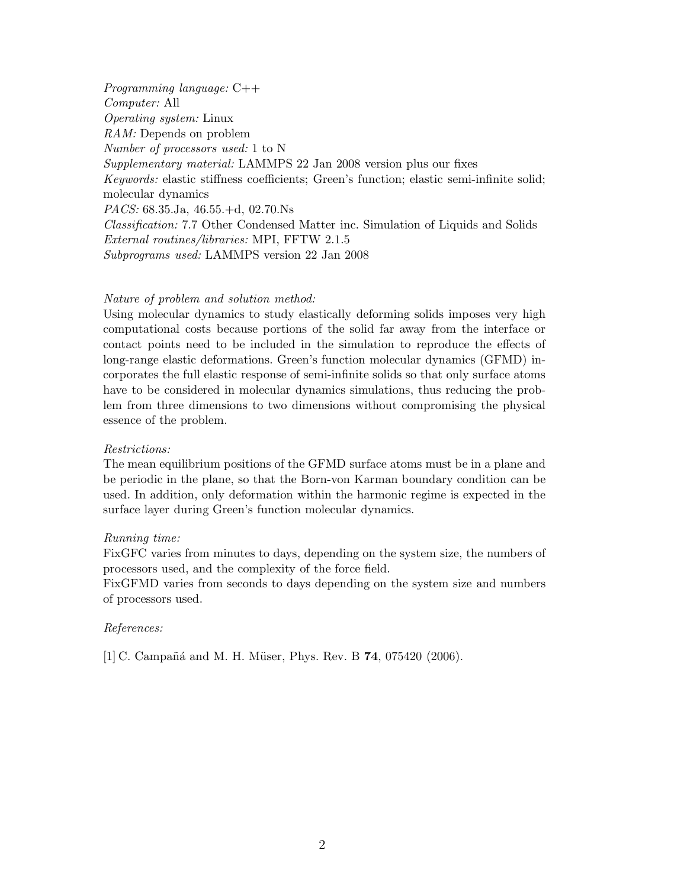*Programming language:* C++
*Computer:* All
*Operating system:* Linux
*RAM:* Depends on problem
*Number of processors used:* 1 to N
*Supplementary material:* LAMMPS 22 Jan 2008 version plus our fixes
*Keywords:* elastic stiffness coefficients; Green's function; elastic semi-infinite solid; molecular dynamics
*PACS:* 68.35.Ja, 46.55.+d, 02.70.Ns
*Classification:* 7.7 Other Condensed Matter inc. Simulation of Liquids and Solids
*External routines/libraries:* MPI, FFTW 2.1.5
*Subprograms used:* LAMMPS version 22 Jan 2008

*Nature of problem and solution method:*
Using molecular dynamics to study elastically deforming solids imposes very high computational costs because portions of the solid far away from the interface or contact points need to be included in the simulation to reproduce the effects of long-range elastic deformations. Green's function molecular dynamics (GFMD) incorporates the full elastic response of semi-infinite solids so that only surface atoms have to be considered in molecular dynamics simulations, thus reducing the problem from three dimensions to two dimensions without compromising the physical essence of the problem.

*Restrictions:*
The mean equilibrium positions of the GFMD surface atoms must be in a plane and be periodic in the plane, so that the Born-von Karman boundary condition can be used. In addition, only deformation within the harmonic regime is expected in the surface layer during Green's function molecular dynamics.

*Running time:*
FixGFC varies from minutes to days, depending on the system size, the numbers of processors used, and the complexity of the force field.
FixGFMD varies from seconds to days depending on the system size and numbers of processors used.

*References:*

[1] C. Campañá and M. H. Müser, Phys. Rev. B **74**, 075420 (2006).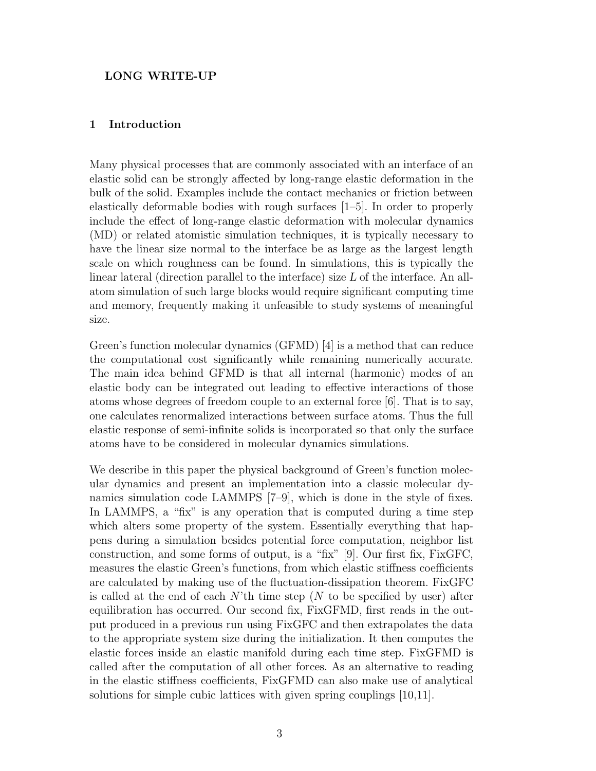**LONG WRITE-UP**

## 1 Introduction

Many physical processes that are commonly associated with an interface of an elastic solid can be strongly affected by long-range elastic deformation in the bulk of the solid. Examples include the contact mechanics or friction between elastically deformable bodies with rough surfaces [1–5]. In order to properly include the effect of long-range elastic deformation with molecular dynamics (MD) or related atomistic simulation techniques, it is typically necessary to have the linear size normal to the interface be as large as the largest length scale on which roughness can be found. In simulations, this is typically the linear lateral (direction parallel to the interface) size $L$ of the interface. An all-atom simulation of such large blocks would require significant computing time and memory, frequently making it unfeasible to study systems of meaningful size.

Green's function molecular dynamics (GFMD) [4] is a method that can reduce the computational cost significantly while remaining numerically accurate. The main idea behind GFMD is that all internal (harmonic) modes of an elastic body can be integrated out leading to effective interactions of those atoms whose degrees of freedom couple to an external force [6]. That is to say, one calculates renormalized interactions between surface atoms. Thus the full elastic response of semi-infinite solids is incorporated so that only the surface atoms have to be considered in molecular dynamics simulations.

We describe in this paper the physical background of Green's function molecular dynamics and present an implementation into a classic molecular dynamics simulation code LAMMPS [7–9], which is done in the style of fixes. In LAMMPS, a "fix" is any operation that is computed during a time step which alters some property of the system. Essentially everything that happens during a simulation besides potential force computation, neighbor list construction, and some forms of output, is a "fix" [9]. Our first fix, FixGFC, measures the elastic Green's functions, from which elastic stiffness coefficients are calculated by making use of the fluctuation-dissipation theorem. FixGFC is called at the end of each $N$'th time step ($N$ to be specified by user) after equilibration has occurred. Our second fix, FixGFMD, first reads in the output produced in a previous run using FixGFC and then extrapolates the data to the appropriate system size during the initialization. It then computes the elastic forces inside an elastic manifold during each time step. FixGFMD is called after the computation of all other forces. As an alternative to reading in the elastic stiffness coefficients, FixGFMD can also make use of analytical solutions for simple cubic lattices with given spring couplings [10,11].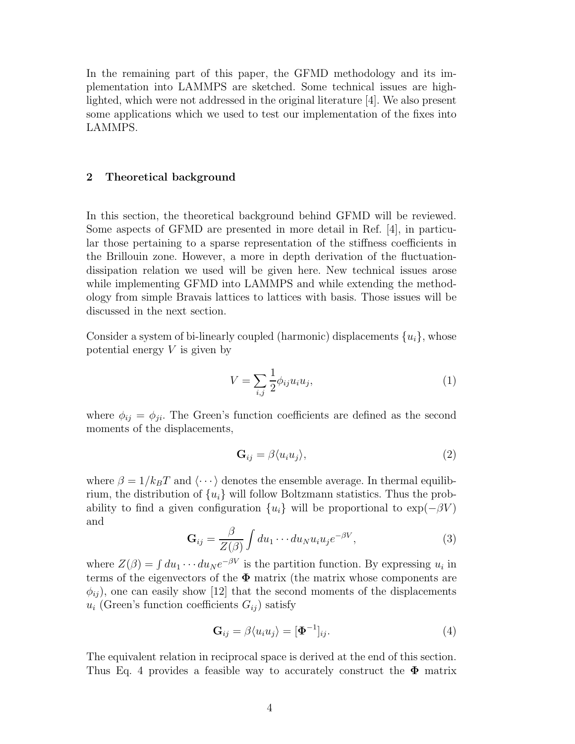In the remaining part of this paper, the GFMD methodology and its implementation into LAMMPS are sketched. Some technical issues are highlighted, which were not addressed in the original literature [4]. We also present some applications which we used to test our implementation of the fixes into LAMMPS.

## 2 Theoretical background

In this section, the theoretical background behind GFMD will be reviewed. Some aspects of GFMD are presented in more detail in Ref. [4], in particular those pertaining to a sparse representation of the stiffness coefficients in the Brillouin zone. However, a more in depth derivation of the fluctuation-dissipation relation we used will be given here. New technical issues arose while implementing GFMD into LAMMPS and while extending the methodology from simple Bravais lattices to lattices with basis. Those issues will be discussed in the next section.

Consider a system of bi-linearly coupled (harmonic) displacements $\{u_i\}$, whose potential energy $V$ is given by

$$V = \sum_{i,j} \frac{1}{2} \phi_{ij} u_i u_j, \tag{1}$$

where $\phi_{ij} = \phi_{ji}$. The Green's function coefficients are defined as the second moments of the displacements,

$$\mathbf{G}_{ij} = \beta \langle u_i u_j \rangle, \tag{2}$$

where $\beta = 1/k_B T$ and $\langle \cdots \rangle$ denotes the ensemble average. In thermal equilibrium, the distribution of $\{u_i\}$ will follow Boltzmann statistics. Thus the probability to find a given configuration $\{u_i\}$ will be proportional to $\exp(-\beta V)$ and

$$\mathbf{G}_{ij} = \frac{\beta}{Z(\beta)} \int du_1 \cdots du_N u_i u_j e^{-\beta V}, \tag{3}$$

where $Z(\beta) = \int du_1 \cdots du_N e^{-\beta V}$ is the partition function. By expressing $u_i$ in terms of the eigenvectors of the $\mathbf{\Phi}$ matrix (the matrix whose components are $\phi_{ij}$), one can easily show [12] that the second moments of the displacements $u_i$ (Green's function coefficients $G_{ij}$) satisfy

$$\mathbf{G}_{ij} = \beta \langle u_i u_j \rangle = [\mathbf{\Phi}^{-1}]_{ij}. \tag{4}$$

The equivalent relation in reciprocal space is derived at the end of this section. Thus Eq. 4 provides a feasible way to accurately construct the $\mathbf{\Phi}$ matrix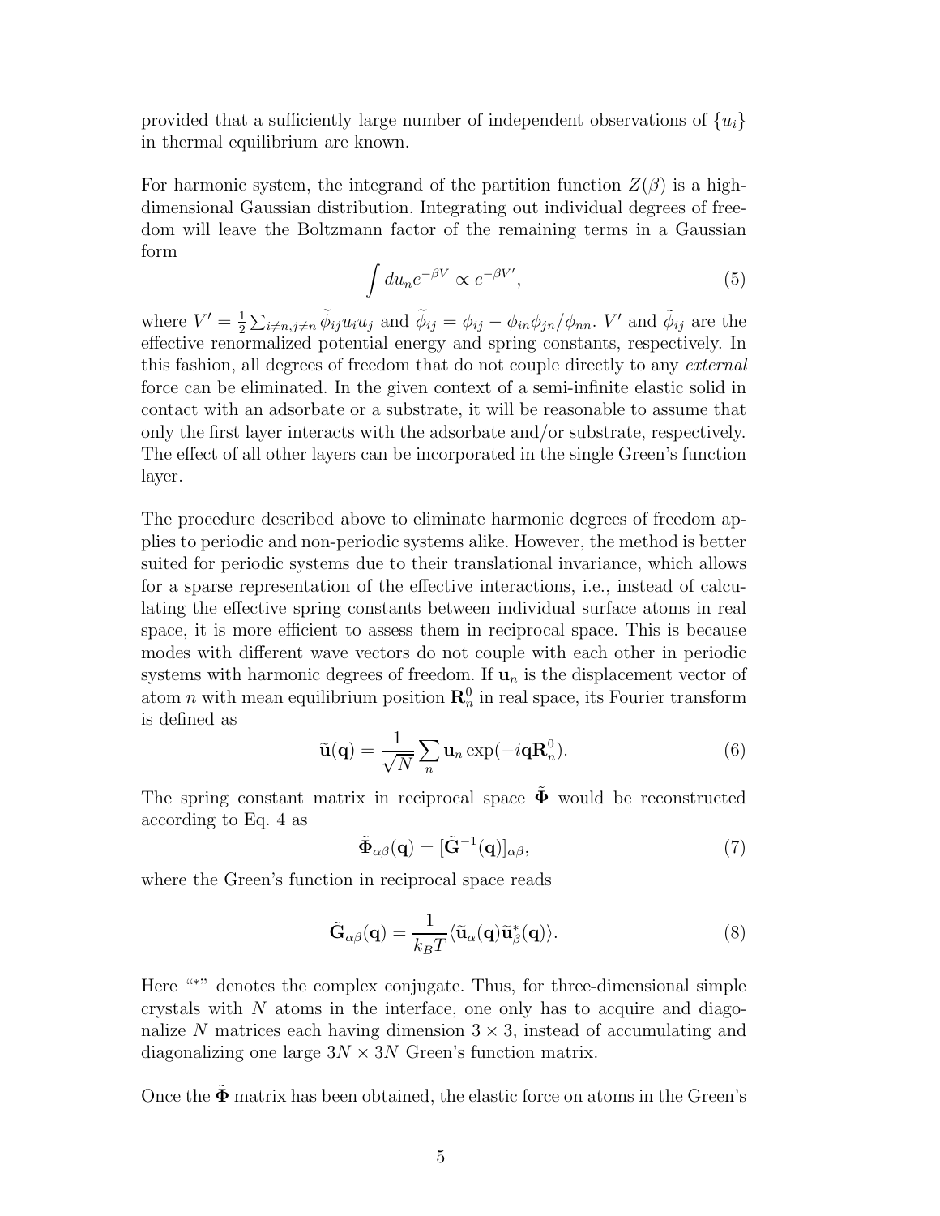provided that a sufficiently large number of independent observations of $\{u_i\}$ in thermal equilibrium are known.

For harmonic system, the integrand of the partition function $Z(\beta)$ is a high-dimensional Gaussian distribution. Integrating out individual degrees of freedom will leave the Boltzmann factor of the remaining terms in a Gaussian form

$$\int du_n e^{-\beta V} \propto e^{-\beta V'}, \tag{5}$$

where $V' = \frac{1}{2}\sum_{i\neq n, j\neq n} \widetilde{\phi}_{ij} u_i u_j$ and $\widetilde{\phi}_{ij} = \phi_{ij} - \phi_{in}\phi_{jn}/\phi_{nn}$. $V'$ and $\tilde{\phi}_{ij}$ are the effective renormalized potential energy and spring constants, respectively. In this fashion, all degrees of freedom that do not couple directly to any *external* force can be eliminated. In the given context of a semi-infinite elastic solid in contact with an adsorbate or a substrate, it will be reasonable to assume that only the first layer interacts with the adsorbate and/or substrate, respectively. The effect of all other layers can be incorporated in the single Green's function layer.

The procedure described above to eliminate harmonic degrees of freedom applies to periodic and non-periodic systems alike. However, the method is better suited for periodic systems due to their translational invariance, which allows for a sparse representation of the effective interactions, i.e., instead of calculating the effective spring constants between individual surface atoms in real space, it is more efficient to assess them in reciprocal space. This is because modes with different wave vectors do not couple with each other in periodic systems with harmonic degrees of freedom. If $\mathbf{u}_n$ is the displacement vector of atom $n$ with mean equilibrium position $\mathbf{R}_n^0$ in real space, its Fourier transform is defined as

$$\widetilde{\mathbf{u}}(\mathbf{q}) = \frac{1}{\sqrt{N}} \sum_n \mathbf{u}_n \exp(-i\mathbf{q}\mathbf{R}_n^0). \tag{6}$$

The spring constant matrix in reciprocal space $\tilde{\mathbf{\Phi}}$ would be reconstructed according to Eq. 4 as

$$\tilde{\mathbf{\Phi}}_{\alpha\beta}(\mathbf{q}) = [\tilde{\mathbf{G}}^{-1}(\mathbf{q})]_{\alpha\beta}, \tag{7}$$

where the Green's function in reciprocal space reads

$$\tilde{\mathbf{G}}_{\alpha\beta}(\mathbf{q}) = \frac{1}{k_B T} \langle \widetilde{\mathbf{u}}_\alpha(\mathbf{q}) \widetilde{\mathbf{u}}^*_\beta(\mathbf{q}) \rangle. \tag{8}$$

Here "*" denotes the complex conjugate. Thus, for three-dimensional simple crystals with $N$ atoms in the interface, one only has to acquire and diagonalize $N$ matrices each having dimension $3 \times 3$, instead of accumulating and diagonalizing one large $3N \times 3N$ Green's function matrix.

Once the $\tilde{\mathbf{\Phi}}$ matrix has been obtained, the elastic force on atoms in the Green's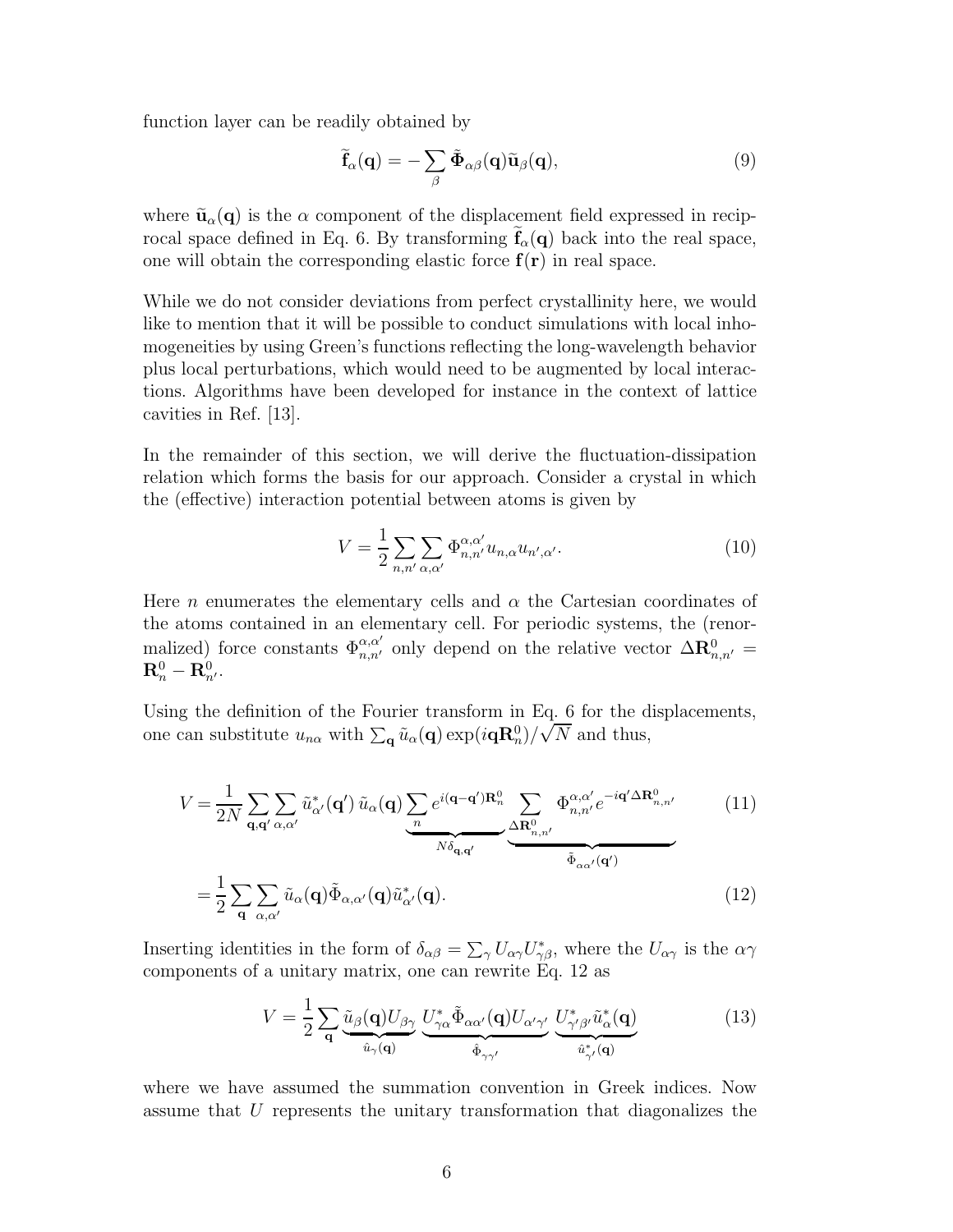function layer can be readily obtained by

$$\widetilde{\mathbf{f}}_\alpha(\mathbf{q}) = -\sum_\beta \tilde{\mathbf{\Phi}}_{\alpha\beta}(\mathbf{q})\widetilde{\mathbf{u}}_\beta(\mathbf{q}), \tag{9}$$

where $\widetilde{\mathbf{u}}_\alpha(\mathbf{q})$ is the $\alpha$ component of the displacement field expressed in reciprocal space defined in Eq. 6. By transforming $\widetilde{\mathbf{f}}_\alpha(\mathbf{q})$ back into the real space, one will obtain the corresponding elastic force $\mathbf{f}(\mathbf{r})$ in real space.

While we do not consider deviations from perfect crystallinity here, we would like to mention that it will be possible to conduct simulations with local inhomogeneities by using Green's functions reflecting the long-wavelength behavior plus local perturbations, which would need to be augmented by local interactions. Algorithms have been developed for instance in the context of lattice cavities in Ref. [13].

In the remainder of this section, we will derive the fluctuation-dissipation relation which forms the basis for our approach. Consider a crystal in which the (effective) interaction potential between atoms is given by

$$V = \frac{1}{2}\sum_{n,n'}\sum_{\alpha,\alpha'} \Phi_{n,n'}^{\alpha,\alpha'} u_{n,\alpha} u_{n',\alpha'}. \tag{10}$$

Here $n$ enumerates the elementary cells and $\alpha$ the Cartesian coordinates of the atoms contained in an elementary cell. For periodic systems, the (renormalized) force constants $\Phi_{n,n'}^{\alpha,\alpha'}$ only depend on the relative vector $\Delta\mathbf{R}_{n,n'}^0 = \mathbf{R}_n^0 - \mathbf{R}_{n'}^0$.

Using the definition of the Fourier transform in Eq. 6 for the displacements, one can substitute $u_{n\alpha}$ with $\sum_\mathbf{q} \tilde{u}_\alpha(\mathbf{q}) \exp(i\mathbf{q}\mathbf{R}_n^0)/\sqrt{N}$ and thus,

$$V = \frac{1}{2N}\sum_{\mathbf{q},\mathbf{q}'}\sum_{\alpha,\alpha'} \tilde{u}_{\alpha'}^*(\mathbf{q}')\,\tilde{u}_\alpha(\mathbf{q}) \underbrace{\sum_n e^{i(\mathbf{q}-\mathbf{q}')\mathbf{R}_n^0}}_{N\delta_{\mathbf{q},\mathbf{q}'}} \underbrace{\sum_{\Delta\mathbf{R}_{n,n'}^0} \Phi_{n,n'}^{\alpha,\alpha'} e^{-i\mathbf{q}'\Delta\mathbf{R}_{n,n'}^0}}_{\tilde{\Phi}_{\alpha\alpha'}(\mathbf{q}')} \tag{11}$$

$$= \frac{1}{2}\sum_\mathbf{q}\sum_{\alpha,\alpha'} \tilde{u}_\alpha(\mathbf{q})\tilde{\Phi}_{\alpha,\alpha'}(\mathbf{q})\tilde{u}_{\alpha'}^*(\mathbf{q}). \tag{12}$$

Inserting identities in the form of $\delta_{\alpha\beta} = \sum_\gamma U_{\alpha\gamma}U_{\gamma\beta}^*$, where the $U_{\alpha\gamma}$ is the $\alpha\gamma$ components of a unitary matrix, one can rewrite Eq. 12 as

$$V = \frac{1}{2}\sum_\mathbf{q} \underbrace{\tilde{u}_\beta(\mathbf{q})U_{\beta\gamma}}_{\hat{u}_\gamma(\mathbf{q})} \underbrace{U_{\gamma\alpha}^*\tilde{\Phi}_{\alpha\alpha'}(\mathbf{q})U_{\alpha'\gamma'}}_{\hat{\Phi}_{\gamma\gamma'}} \underbrace{U_{\gamma'\beta'}^*\tilde{u}_\alpha^*(\mathbf{q})}_{\hat{u}_{\gamma'}^*(\mathbf{q})} \tag{13}$$

where we have assumed the summation convention in Greek indices. Now assume that $U$ represents the unitary transformation that diagonalizes the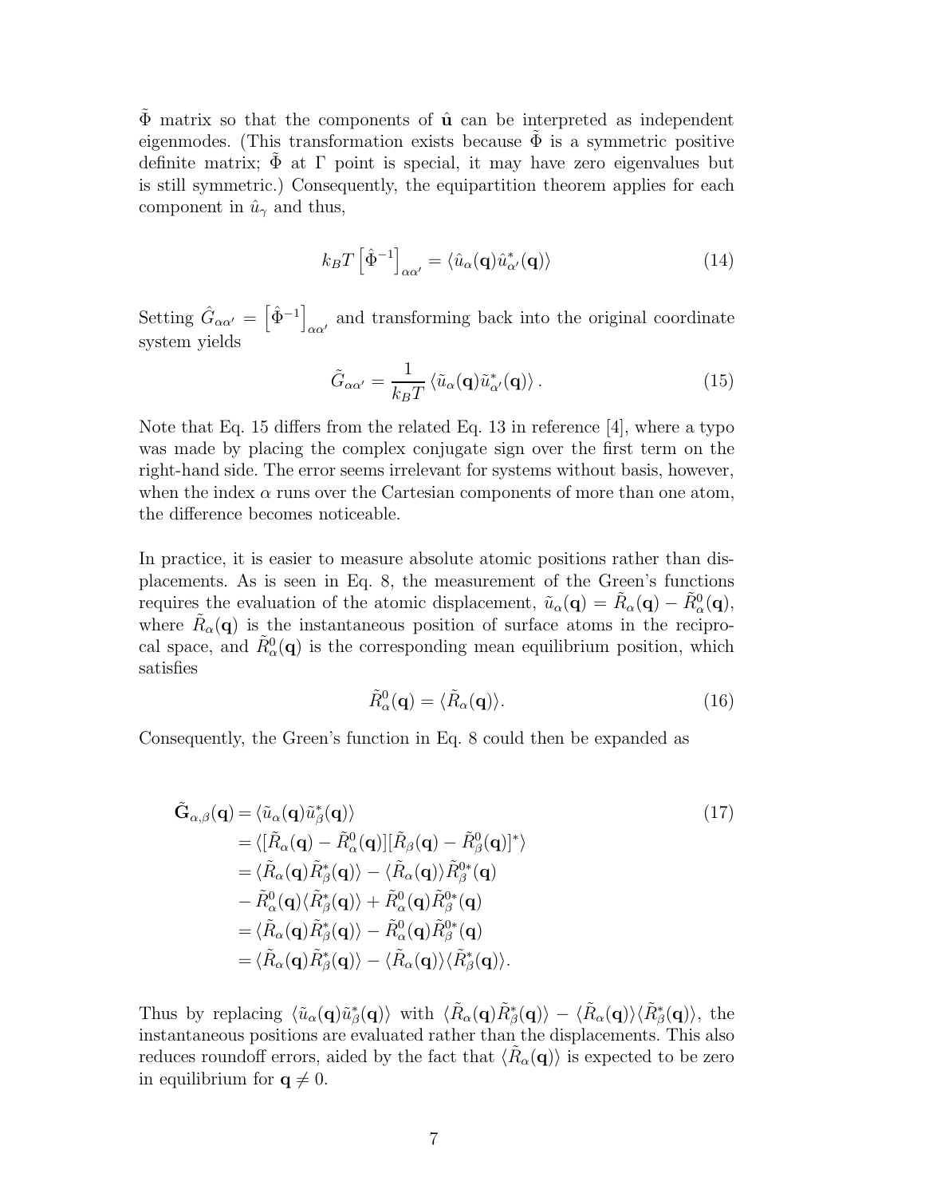$\tilde{\Phi}$ matrix so that the components of $\hat{\mathbf{u}}$ can be interpreted as independent eigenmodes. (This transformation exists because $\tilde{\Phi}$ is a symmetric positive definite matrix; $\tilde{\Phi}$ at $\Gamma$ point is special, it may have zero eigenvalues but is still symmetric.) Consequently, the equipartition theorem applies for each component in $\hat{u}_\gamma$ and thus,

$$k_B T \left[\hat{\Phi}^{-1}\right]_{\alpha\alpha'} = \langle \hat{u}_\alpha(\mathbf{q}) \hat{u}^*_{\alpha'}(\mathbf{q}) \rangle \tag{14}$$

Setting $\hat{G}_{\alpha\alpha'} = \left[\hat{\Phi}^{-1}\right]_{\alpha\alpha'}$ and transforming back into the original coordinate system yields

$$\tilde{G}_{\alpha\alpha'} = \frac{1}{k_B T} \langle \tilde{u}_\alpha(\mathbf{q}) \tilde{u}^*_{\alpha'}(\mathbf{q}) \rangle . \tag{15}$$

Note that Eq. 15 differs from the related Eq. 13 in reference [4], where a typo was made by placing the complex conjugate sign over the first term on the right-hand side. The error seems irrelevant for systems without basis, however, when the index $\alpha$ runs over the Cartesian components of more than one atom, the difference becomes noticeable.

In practice, it is easier to measure absolute atomic positions rather than displacements. As is seen in Eq. 8, the measurement of the Green's functions requires the evaluation of the atomic displacement, $\tilde{u}_\alpha(\mathbf{q}) = \tilde{R}_\alpha(\mathbf{q}) - \tilde{R}^0_\alpha(\mathbf{q})$, where $\tilde{R}_\alpha(\mathbf{q})$ is the instantaneous position of surface atoms in the reciprocal space, and $\tilde{R}^0_\alpha(\mathbf{q})$ is the corresponding mean equilibrium position, which satisfies

$$\tilde{R}^0_\alpha(\mathbf{q}) = \langle \tilde{R}_\alpha(\mathbf{q}) \rangle . \tag{16}$$

Consequently, the Green's function in Eq. 8 could then be expanded as

$$\begin{aligned}
\tilde{\mathbf{G}}_{\alpha,\beta}(\mathbf{q}) &= \langle \tilde{u}_\alpha(\mathbf{q}) \tilde{u}^*_\beta(\mathbf{q}) \rangle \\
&= \langle [\tilde{R}_\alpha(\mathbf{q}) - \tilde{R}^0_\alpha(\mathbf{q})][\tilde{R}_\beta(\mathbf{q}) - \tilde{R}^0_\beta(\mathbf{q})]^* \rangle \\
&= \langle \tilde{R}_\alpha(\mathbf{q}) \tilde{R}^*_\beta(\mathbf{q}) \rangle - \langle \tilde{R}_\alpha(\mathbf{q}) \rangle \tilde{R}^{0*}_\beta(\mathbf{q}) \\
&\quad - \tilde{R}^0_\alpha(\mathbf{q}) \langle \tilde{R}^*_\beta(\mathbf{q}) \rangle + \tilde{R}^0_\alpha(\mathbf{q}) \tilde{R}^{0*}_\beta(\mathbf{q}) \\
&= \langle \tilde{R}_\alpha(\mathbf{q}) \tilde{R}^*_\beta(\mathbf{q}) \rangle - \tilde{R}^0_\alpha(\mathbf{q}) \tilde{R}^{0*}_\beta(\mathbf{q}) \\
&= \langle \tilde{R}_\alpha(\mathbf{q}) \tilde{R}^*_\beta(\mathbf{q}) \rangle - \langle \tilde{R}_\alpha(\mathbf{q}) \rangle \langle \tilde{R}^*_\beta(\mathbf{q}) \rangle .
\end{aligned} \tag{17}$$

Thus by replacing $\langle \tilde{u}_\alpha(\mathbf{q}) \tilde{u}^*_\beta(\mathbf{q}) \rangle$ with $\langle \tilde{R}_\alpha(\mathbf{q}) \tilde{R}^*_\beta(\mathbf{q}) \rangle - \langle \tilde{R}_\alpha(\mathbf{q}) \rangle \langle \tilde{R}^*_\beta(\mathbf{q}) \rangle$, the instantaneous positions are evaluated rather than the displacements. This also reduces roundoff errors, aided by the fact that $\langle \tilde{R}_\alpha(\mathbf{q}) \rangle$ is expected to be zero in equilibrium for $\mathbf{q} \neq 0$.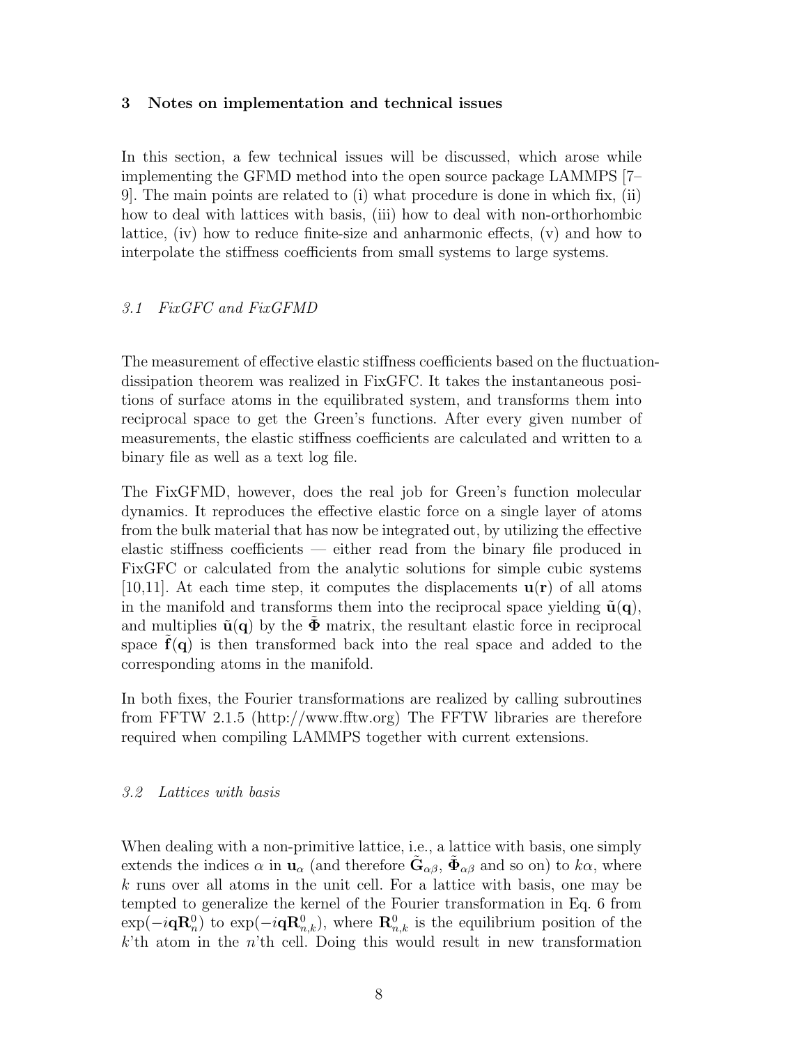## 3 Notes on implementation and technical issues

In this section, a few technical issues will be discussed, which arose while implementing the GFMD method into the open source package LAMMPS [7–9]. The main points are related to (i) what procedure is done in which fix, (ii) how to deal with lattices with basis, (iii) how to deal with non-orthorhombic lattice, (iv) how to reduce finite-size and anharmonic effects, (v) and how to interpolate the stiffness coefficients from small systems to large systems.

### *3.1 FixGFC and FixGFMD*

The measurement of effective elastic stiffness coefficients based on the fluctuation-dissipation theorem was realized in FixGFC. It takes the instantaneous positions of surface atoms in the equilibrated system, and transforms them into reciprocal space to get the Green's functions. After every given number of measurements, the elastic stiffness coefficients are calculated and written to a binary file as well as a text log file.

The FixGFMD, however, does the real job for Green's function molecular dynamics. It reproduces the effective elastic force on a single layer of atoms from the bulk material that has now be integrated out, by utilizing the effective elastic stiffness coefficients — either read from the binary file produced in FixGFC or calculated from the analytic solutions for simple cubic systems [10,11]. At each time step, it computes the displacements $\mathbf{u}(\mathbf{r})$ of all atoms in the manifold and transforms them into the reciprocal space yielding $\tilde{\mathbf{u}}(\mathbf{q})$, and multiplies $\tilde{\mathbf{u}}(\mathbf{q})$ by the $\tilde{\mathbf{\Phi}}$ matrix, the resultant elastic force in reciprocal space $\tilde{\mathbf{f}}(\mathbf{q})$ is then transformed back into the real space and added to the corresponding atoms in the manifold.

In both fixes, the Fourier transformations are realized by calling subroutines from FFTW 2.1.5 (http://www.fftw.org) The FFTW libraries are therefore required when compiling LAMMPS together with current extensions.

### *3.2 Lattices with basis*

When dealing with a non-primitive lattice, i.e., a lattice with basis, one simply extends the indices $\alpha$ in $\mathbf{u}_\alpha$ (and therefore $\tilde{\mathbf{G}}_{\alpha\beta}$, $\tilde{\mathbf{\Phi}}_{\alpha\beta}$ and so on) to $k\alpha$, where $k$ runs over all atoms in the unit cell. For a lattice with basis, one may be tempted to generalize the kernel of the Fourier transformation in Eq. 6 from $\exp(-i\mathbf{q}\mathbf{R}_n^0)$ to $\exp(-i\mathbf{q}\mathbf{R}_{n,k}^0)$, where $\mathbf{R}_{n,k}^0$ is the equilibrium position of the $k$'th atom in the $n$'th cell. Doing this would result in new transformation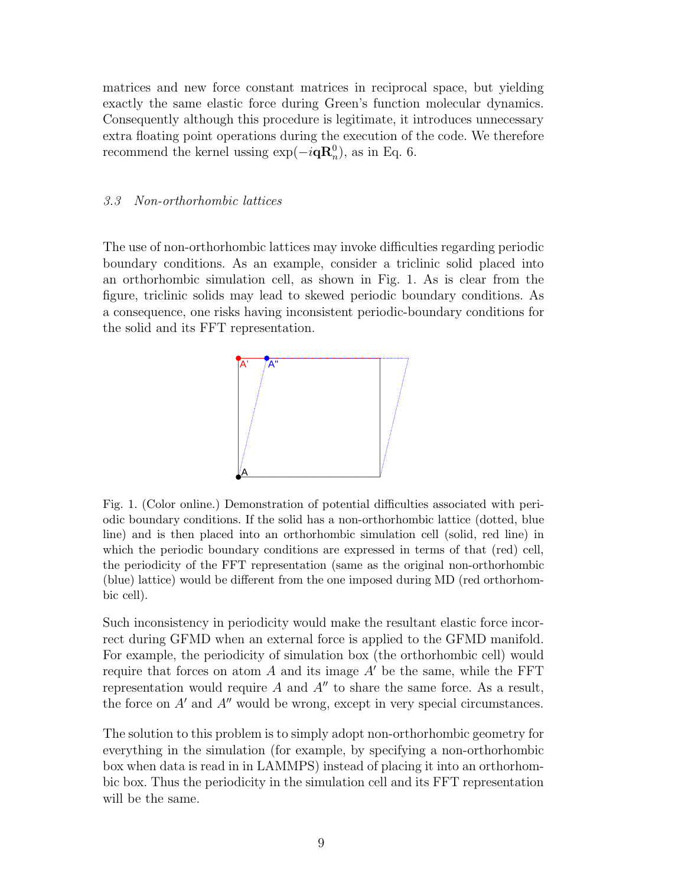matrices and new force constant matrices in reciprocal space, but yielding exactly the same elastic force during Green's function molecular dynamics. Consequently although this procedure is legitimate, it introduces unnecessary extra floating point operations during the execution of the code. We therefore recommend the kernel ussing $\exp(-i\mathbf{q}\mathbf{R}_n^0)$, as in Eq. 6.

### *3.3 Non-orthorhombic lattices*

The use of non-orthorhombic lattices may invoke difficulties regarding periodic boundary conditions. As an example, consider a triclinic solid placed into an orthorhombic simulation cell, as shown in Fig. 1. As is clear from the figure, triclinic solids may lead to skewed periodic boundary conditions. As a consequence, one risks having inconsistent periodic-boundary conditions for the solid and its FFT representation.

Fig. 1. (Color online.) Demonstration of potential difficulties associated with periodic boundary conditions. If the solid has a non-orthorhombic lattice (dotted, blue line) and is then placed into an orthorhombic simulation cell (solid, red line) in which the periodic boundary conditions are expressed in terms of that (red) cell, the periodicity of the FFT representation (same as the original non-orthorhombic (blue) lattice) would be different from the one imposed during MD (red orthorhombic cell).

Such inconsistency in periodicity would make the resultant elastic force incorrect during GFMD when an external force is applied to the GFMD manifold. For example, the periodicity of simulation box (the orthorhombic cell) would require that forces on atom $A$ and its image $A'$ be the same, while the FFT representation would require $A$ and $A''$ to share the same force. As a result, the force on $A'$ and $A''$ would be wrong, except in very special circumstances.

The solution to this problem is to simply adopt non-orthorhombic geometry for everything in the simulation (for example, by specifying a non-orthorhombic box when data is read in in LAMMPS) instead of placing it into an orthorhombic box. Thus the periodicity in the simulation cell and its FFT representation will be the same.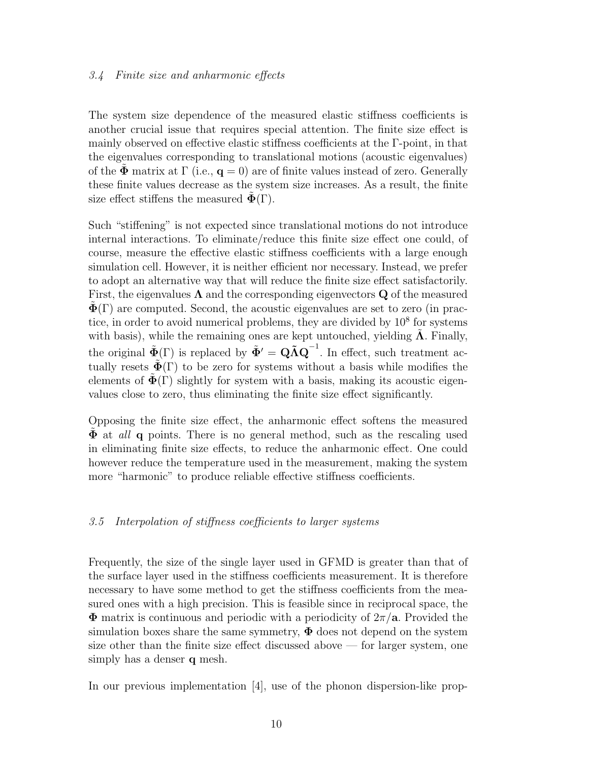### 3.4 Finite size and anharmonic effects

The system size dependence of the measured elastic stiffness coefficients is another crucial issue that requires special attention. The finite size effect is mainly observed on effective elastic stiffness coefficients at the Γ-point, in that the eigenvalues corresponding to translational motions (acoustic eigenvalues) of the $\tilde{\mathbf{\Phi}}$ matrix at Γ (i.e., $\mathbf{q} = 0$) are of finite values instead of zero. Generally these finite values decrease as the system size increases. As a result, the finite size effect stiffens the measured $\tilde{\mathbf{\Phi}}(\Gamma)$.

Such "stiffening" is not expected since translational motions do not introduce internal interactions. To eliminate/reduce this finite size effect one could, of course, measure the effective elastic stiffness coefficients with a large enough simulation cell. However, it is neither efficient nor necessary. Instead, we prefer to adopt an alternative way that will reduce the finite size effect satisfactorily. First, the eigenvalues $\mathbf{\Lambda}$ and the corresponding eigenvectors $\mathbf{Q}$ of the measured $\tilde{\mathbf{\Phi}}(\Gamma)$ are computed. Second, the acoustic eigenvalues are set to zero (in practice, in order to avoid numerical problems, they are divided by $10^8$ for systems with basis), while the remaining ones are kept untouched, yielding $\tilde{\mathbf{\Lambda}}$. Finally, the original $\tilde{\mathbf{\Phi}}(\Gamma)$ is replaced by $\tilde{\mathbf{\Phi}}' = \mathbf{Q}\tilde{\mathbf{\Lambda}}\mathbf{Q}^{-1}$. In effect, such treatment actually resets $\tilde{\mathbf{\Phi}}(\Gamma)$ to be zero for systems without a basis while modifies the elements of $\tilde{\mathbf{\Phi}}(\Gamma)$ slightly for system with a basis, making its acoustic eigenvalues close to zero, thus eliminating the finite size effect significantly.

Opposing the finite size effect, the anharmonic effect softens the measured $\tilde{\mathbf{\Phi}}$ at *all* $\mathbf{q}$ points. There is no general method, such as the rescaling used in eliminating finite size effects, to reduce the anharmonic effect. One could however reduce the temperature used in the measurement, making the system more "harmonic" to produce reliable effective stiffness coefficients.

### 3.5 Interpolation of stiffness coefficients to larger systems

Frequently, the size of the single layer used in GFMD is greater than that of the surface layer used in the stiffness coefficients measurement. It is therefore necessary to have some method to get the stiffness coefficients from the measured ones with a high precision. This is feasible since in reciprocal space, the $\mathbf{\Phi}$ matrix is continuous and periodic with a periodicity of $2\pi/\mathbf{a}$. Provided the simulation boxes share the same symmetry, $\mathbf{\Phi}$ does not depend on the system size other than the finite size effect discussed above — for larger system, one simply has a denser $\mathbf{q}$ mesh.

In our previous implementation [4], use of the phonon dispersion-like prop-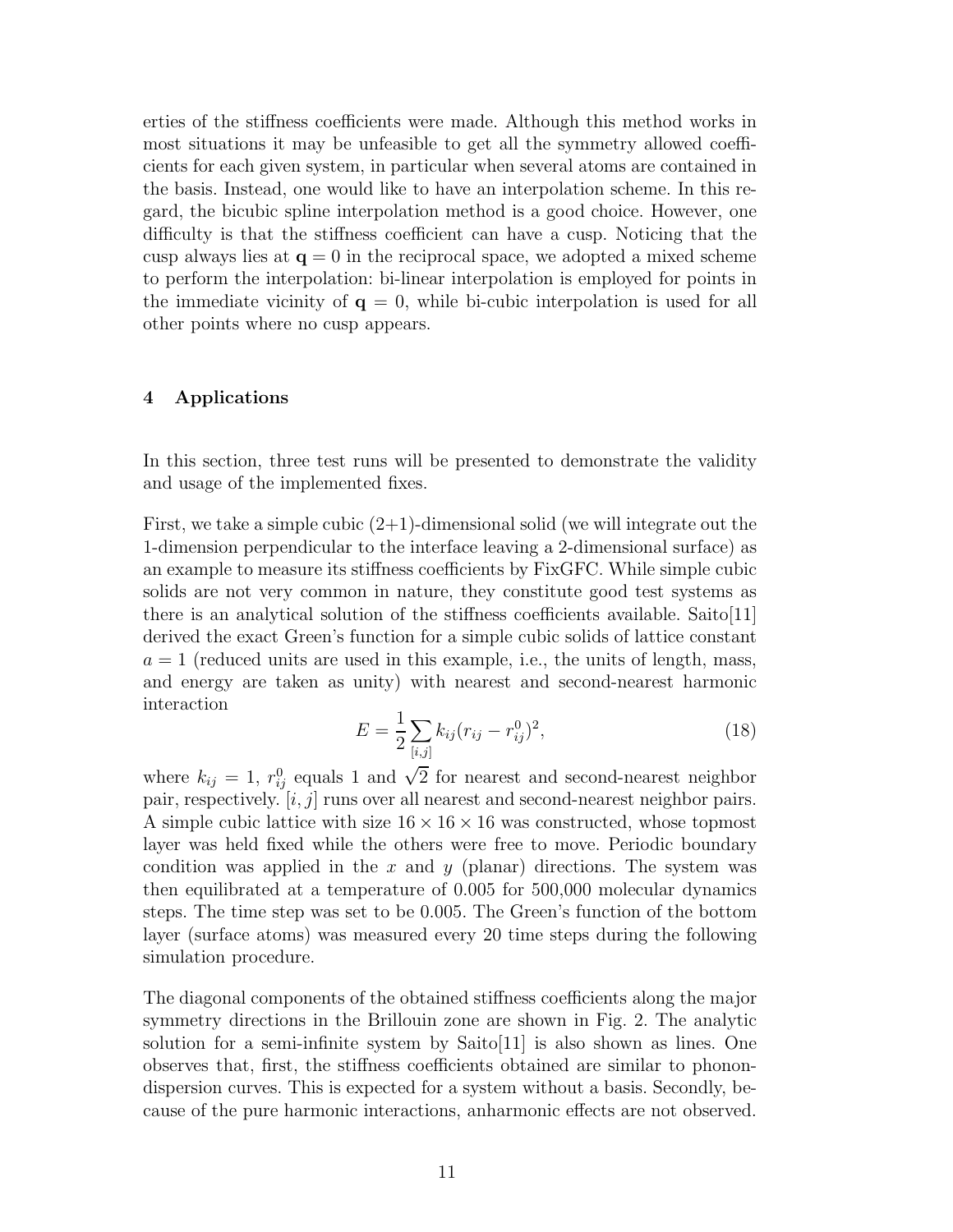erties of the stiffness coefficients were made. Although this method works in most situations it may be unfeasible to get all the symmetry allowed coefficients for each given system, in particular when several atoms are contained in the basis. Instead, one would like to have an interpolation scheme. In this regard, the bicubic spline interpolation method is a good choice. However, one difficulty is that the stiffness coefficient can have a cusp. Noticing that the cusp always lies at $\mathbf{q} = 0$ in the reciprocal space, we adopted a mixed scheme to perform the interpolation: bi-linear interpolation is employed for points in the immediate vicinity of $\mathbf{q} = 0$, while bi-cubic interpolation is used for all other points where no cusp appears.

## 4 Applications

In this section, three test runs will be presented to demonstrate the validity and usage of the implemented fixes.

First, we take a simple cubic (2+1)-dimensional solid (we will integrate out the 1-dimension perpendicular to the interface leaving a 2-dimensional surface) as an example to measure its stiffness coefficients by FixGFC. While simple cubic solids are not very common in nature, they constitute good test systems as there is an analytical solution of the stiffness coefficients available. Saito[11] derived the exact Green's function for a simple cubic solids of lattice constant $a = 1$ (reduced units are used in this example, i.e., the units of length, mass, and energy are taken as unity) with nearest and second-nearest harmonic interaction

$$E = \frac{1}{2} \sum_{[i,j]} k_{ij} (r_{ij} - r_{ij}^0)^2, \tag{18}$$

where $k_{ij} = 1$, $r_{ij}^0$ equals 1 and $\sqrt{2}$ for nearest and second-nearest neighbor pair, respectively. $[i, j]$ runs over all nearest and second-nearest neighbor pairs. A simple cubic lattice with size $16 \times 16 \times 16$ was constructed, whose topmost layer was held fixed while the others were free to move. Periodic boundary condition was applied in the $x$ and $y$ (planar) directions. The system was then equilibrated at a temperature of 0.005 for 500,000 molecular dynamics steps. The time step was set to be 0.005. The Green's function of the bottom layer (surface atoms) was measured every 20 time steps during the following simulation procedure.

The diagonal components of the obtained stiffness coefficients along the major symmetry directions in the Brillouin zone are shown in Fig. 2. The analytic solution for a semi-infinite system by Saito[11] is also shown as lines. One observes that, first, the stiffness coefficients obtained are similar to phonon-dispersion curves. This is expected for a system without a basis. Secondly, because of the pure harmonic interactions, anharmonic effects are not observed.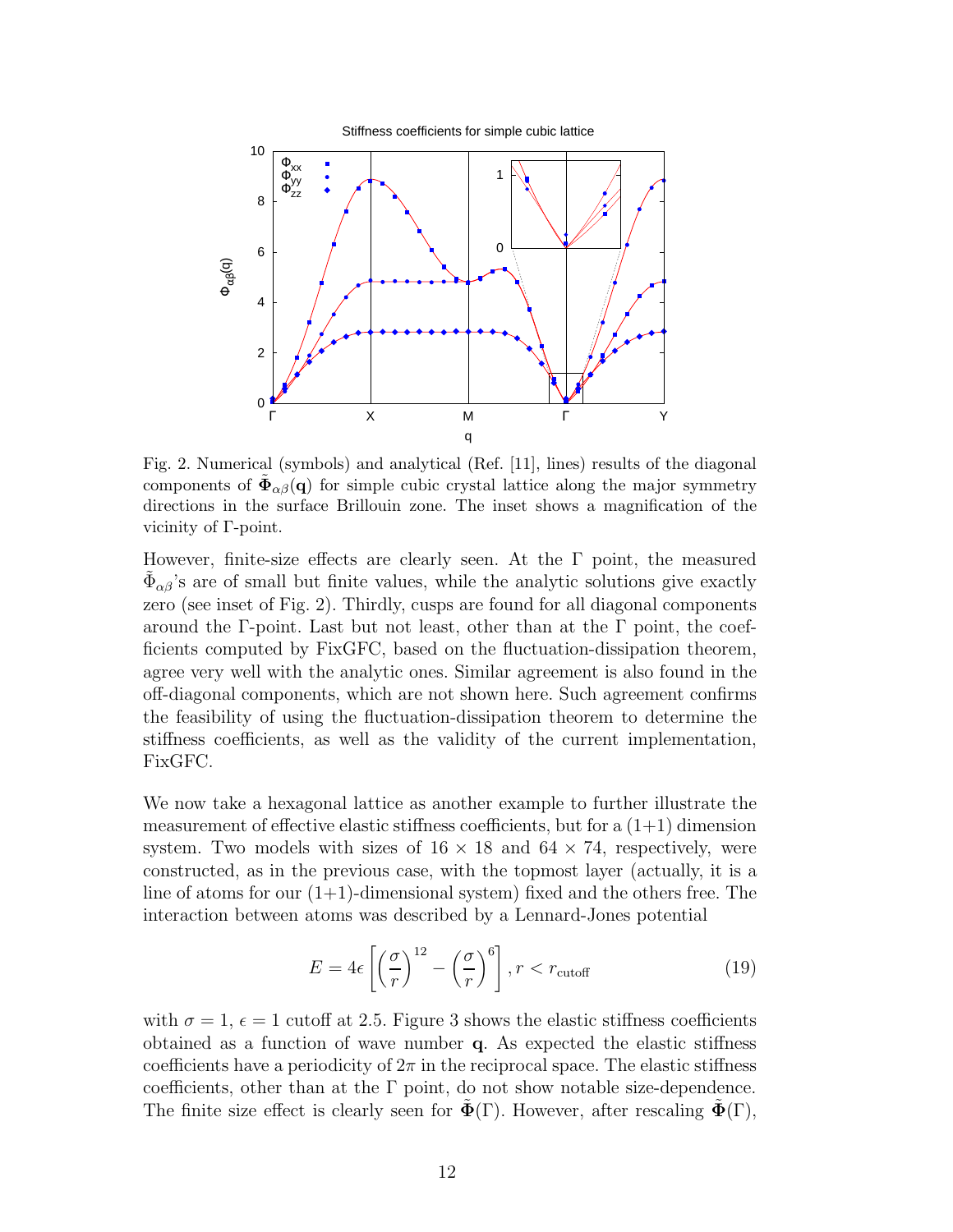Fig. 2. Numerical (symbols) and analytical (Ref. [11], lines) results of the diagonal components of $\tilde{\mathbf{\Phi}}_{\alpha\beta}(\mathbf{q})$ for simple cubic crystal lattice along the major symmetry directions in the surface Brillouin zone. The inset shows a magnification of the vicinity of Γ-point.

However, finite-size effects are clearly seen. At the Γ point, the measured $\tilde{\Phi}_{\alpha\beta}$'s are of small but finite values, while the analytic solutions give exactly zero (see inset of Fig. 2). Thirdly, cusps are found for all diagonal components around the Γ-point. Last but not least, other than at the Γ point, the coefficients computed by FixGFC, based on the fluctuation-dissipation theorem, agree very well with the analytic ones. Similar agreement is also found in the off-diagonal components, which are not shown here. Such agreement confirms the feasibility of using the fluctuation-dissipation theorem to determine the stiffness coefficients, as well as the validity of the current implementation, FixGFC.

We now take a hexagonal lattice as another example to further illustrate the measurement of effective elastic stiffness coefficients, but for a (1+1) dimension system. Two models with sizes of 16 × 18 and 64 × 74, respectively, were constructed, as in the previous case, with the topmost layer (actually, it is a line of atoms for our (1+1)-dimensional system) fixed and the others free. The interaction between atoms was described by a Lennard-Jones potential

$$E = 4\epsilon\left[\left(\frac{\sigma}{r}\right)^{12} - \left(\frac{\sigma}{r}\right)^{6}\right], r < r_{\text{cutoff}} \tag{19}$$

with $\sigma = 1$, $\epsilon = 1$ cutoff at 2.5. Figure 3 shows the elastic stiffness coefficients obtained as a function of wave number $\mathbf{q}$. As expected the elastic stiffness coefficients have a periodicity of $2\pi$ in the reciprocal space. The elastic stiffness coefficients, other than at the Γ point, do not show notable size-dependence. The finite size effect is clearly seen for $\tilde{\mathbf{\Phi}}(\Gamma)$. However, after rescaling $\tilde{\mathbf{\Phi}}(\Gamma)$,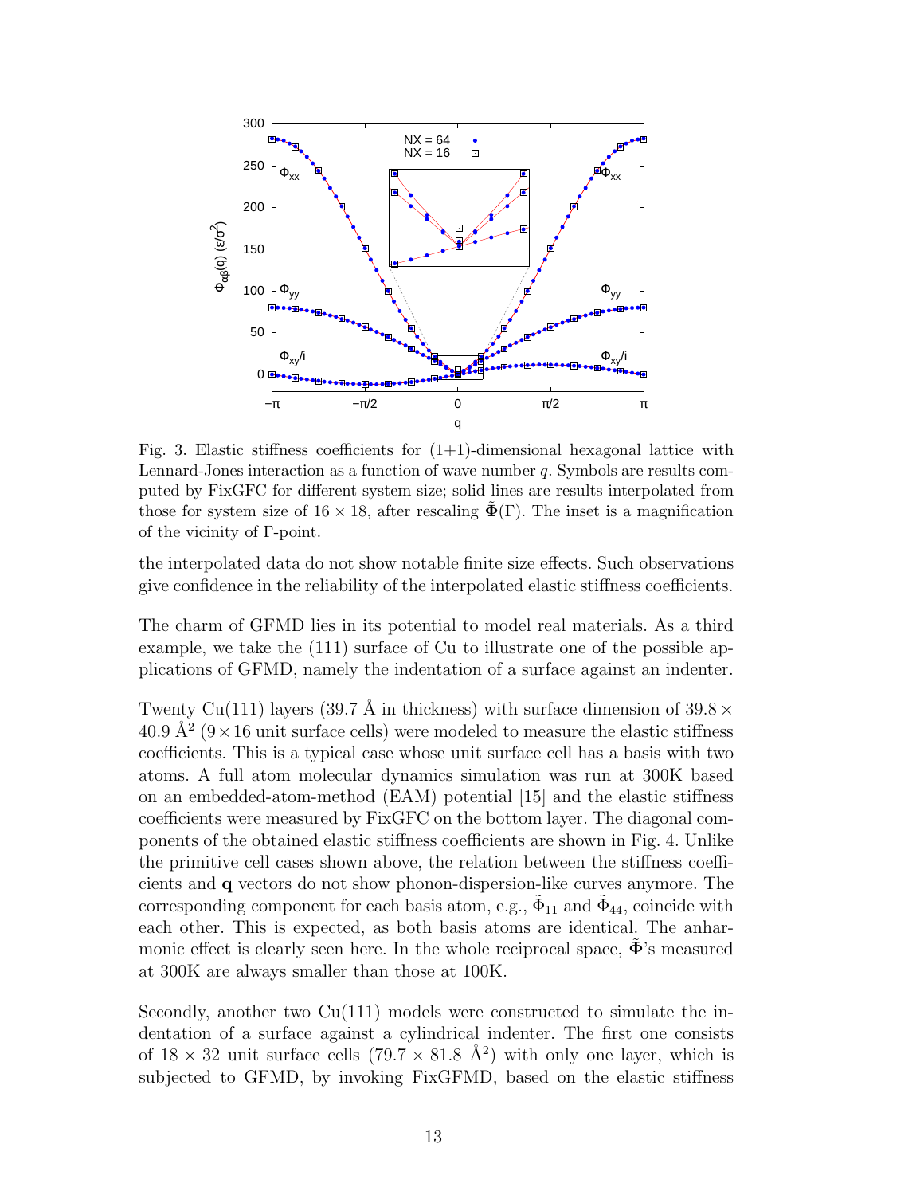Fig. 3. Elastic stiffness coefficients for (1+1)-dimensional hexagonal lattice with Lennard-Jones interaction as a function of wave number $q$. Symbols are results computed by FixGFC for different system size; solid lines are results interpolated from those for system size of $16 \times 18$, after rescaling $\tilde{\mathbf{\Phi}}(\Gamma)$. The inset is a magnification of the vicinity of Γ-point.

the interpolated data do not show notable finite size effects. Such observations give confidence in the reliability of the interpolated elastic stiffness coefficients.

The charm of GFMD lies in its potential to model real materials. As a third example, we take the (111) surface of Cu to illustrate one of the possible applications of GFMD, namely the indentation of a surface against an indenter.

Twenty Cu(111) layers (39.7 Å in thickness) with surface dimension of $39.8 \times 40.9$ Å$^2$ ($9 \times 16$ unit surface cells) were modeled to measure the elastic stiffness coefficients. This is a typical case whose unit surface cell has a basis with two atoms. A full atom molecular dynamics simulation was run at 300K based on an embedded-atom-method (EAM) potential [15] and the elastic stiffness coefficients were measured by FixGFC on the bottom layer. The diagonal components of the obtained elastic stiffness coefficients are shown in Fig. 4. Unlike the primitive cell cases shown above, the relation between the stiffness coefficients and $\mathbf{q}$ vectors do not show phonon-dispersion-like curves anymore. The corresponding component for each basis atom, e.g., $\tilde{\Phi}_{11}$ and $\tilde{\Phi}_{44}$, coincide with each other. This is expected, as both basis atoms are identical. The anharmonic effect is clearly seen here. In the whole reciprocal space, $\tilde{\mathbf{\Phi}}$'s measured at 300K are always smaller than those at 100K.

Secondly, another two Cu(111) models were constructed to simulate the indentation of a surface against a cylindrical indenter. The first one consists of $18 \times 32$ unit surface cells ($79.7 \times 81.8$ Å$^2$) with only one layer, which is subjected to GFMD, by invoking FixGFMD, based on the elastic stiffness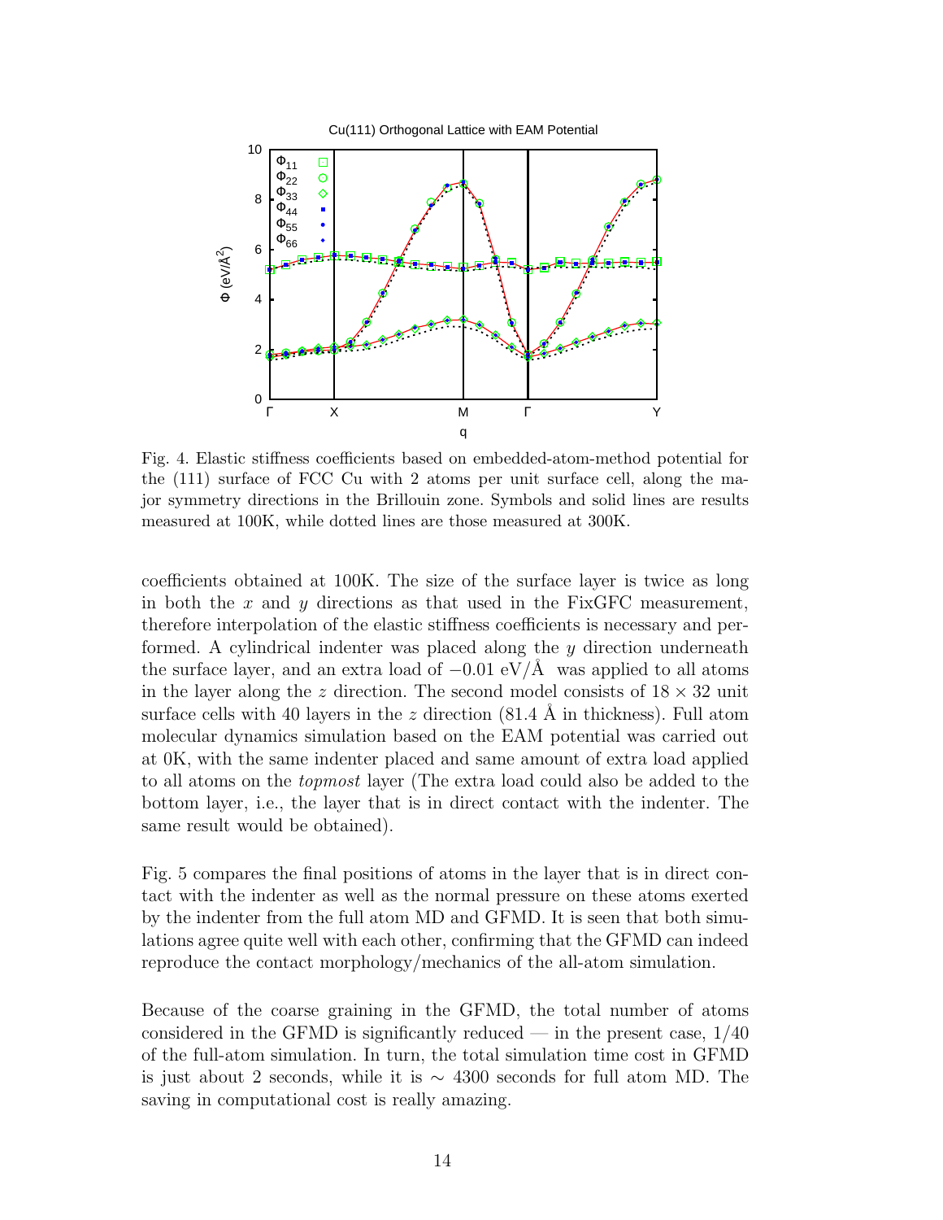Fig. 4. Elastic stiffness coefficients based on embedded-atom-method potential for the (111) surface of FCC Cu with 2 atoms per unit surface cell, along the major symmetry directions in the Brillouin zone. Symbols and solid lines are results measured at 100K, while dotted lines are those measured at 300K.

coefficients obtained at 100K. The size of the surface layer is twice as long in both the $x$ and $y$ directions as that used in the FixGFC measurement, therefore interpolation of the elastic stiffness coefficients is necessary and performed. A cylindrical indenter was placed along the $y$ direction underneath the surface layer, and an extra load of $-0.01$ eV/Å was applied to all atoms in the layer along the $z$ direction. The second model consists of $18 \times 32$ unit surface cells with 40 layers in the $z$ direction (81.4 Å in thickness). Full atom molecular dynamics simulation based on the EAM potential was carried out at 0K, with the same indenter placed and same amount of extra load applied to all atoms on the *topmost* layer (The extra load could also be added to the bottom layer, i.e., the layer that is in direct contact with the indenter. The same result would be obtained).

Fig. 5 compares the final positions of atoms in the layer that is in direct contact with the indenter as well as the normal pressure on these atoms exerted by the indenter from the full atom MD and GFMD. It is seen that both simulations agree quite well with each other, confirming that the GFMD can indeed reproduce the contact morphology/mechanics of the all-atom simulation.

Because of the coarse graining in the GFMD, the total number of atoms considered in the GFMD is significantly reduced — in the present case, 1/40 of the full-atom simulation. In turn, the total simulation time cost in GFMD is just about 2 seconds, while it is $\sim$ 4300 seconds for full atom MD. The saving in computational cost is really amazing.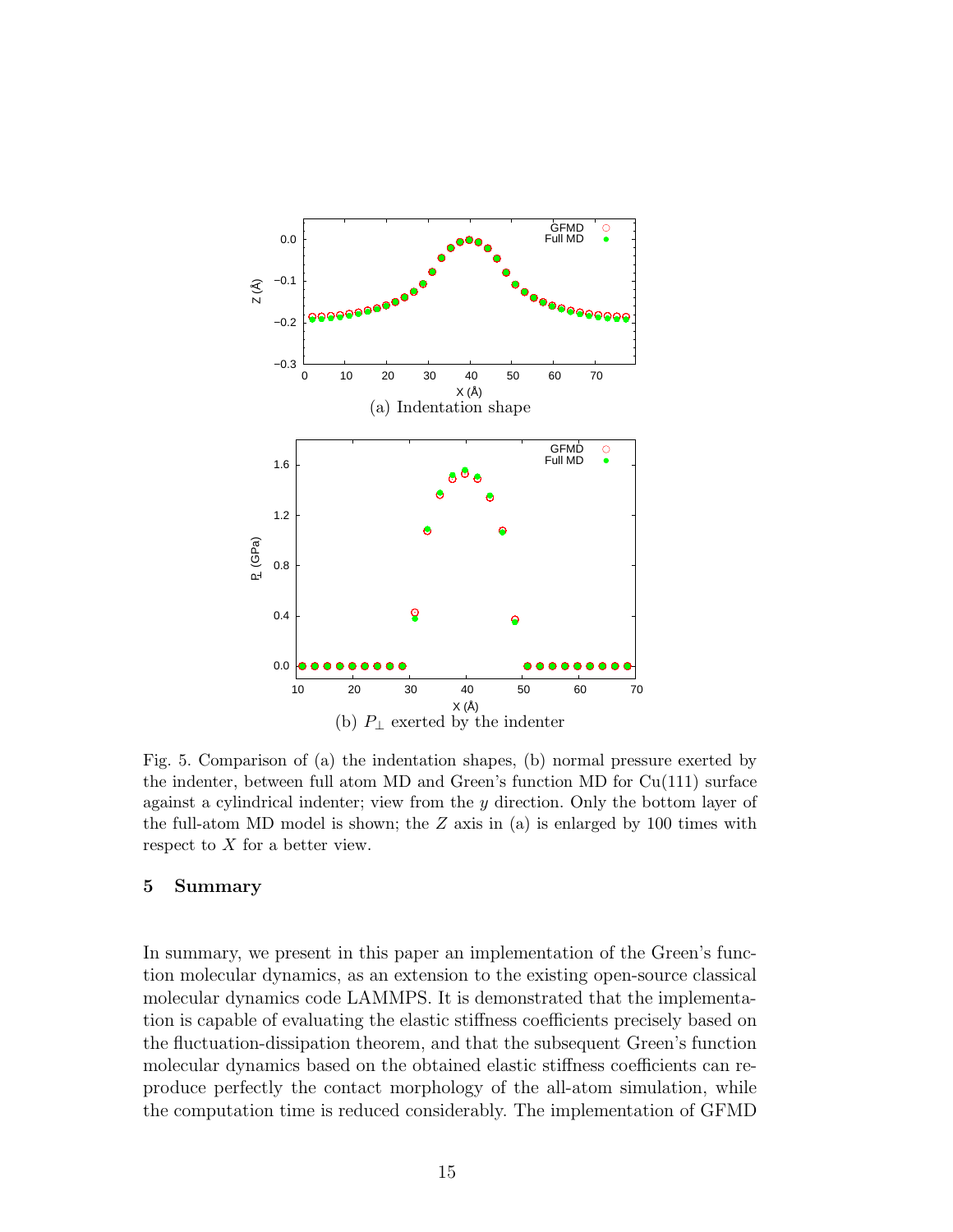(a) Indentation shape

(b) $P_{\perp}$ exerted by the indenter

Fig. 5. Comparison of (a) the indentation shapes, (b) normal pressure exerted by the indenter, between full atom MD and Green's function MD for Cu(111) surface against a cylindrical indenter; view from the $y$ direction. Only the bottom layer of the full-atom MD model is shown; the $Z$ axis in (a) is enlarged by 100 times with respect to $X$ for a better view.

## 5 Summary

In summary, we present in this paper an implementation of the Green's function molecular dynamics, as an extension to the existing open-source classical molecular dynamics code LAMMPS. It is demonstrated that the implementation is capable of evaluating the elastic stiffness coefficients precisely based on the fluctuation-dissipation theorem, and that the subsequent Green's function molecular dynamics based on the obtained elastic stiffness coefficients can reproduce perfectly the contact morphology of the all-atom simulation, while the computation time is reduced considerably. The implementation of GFMD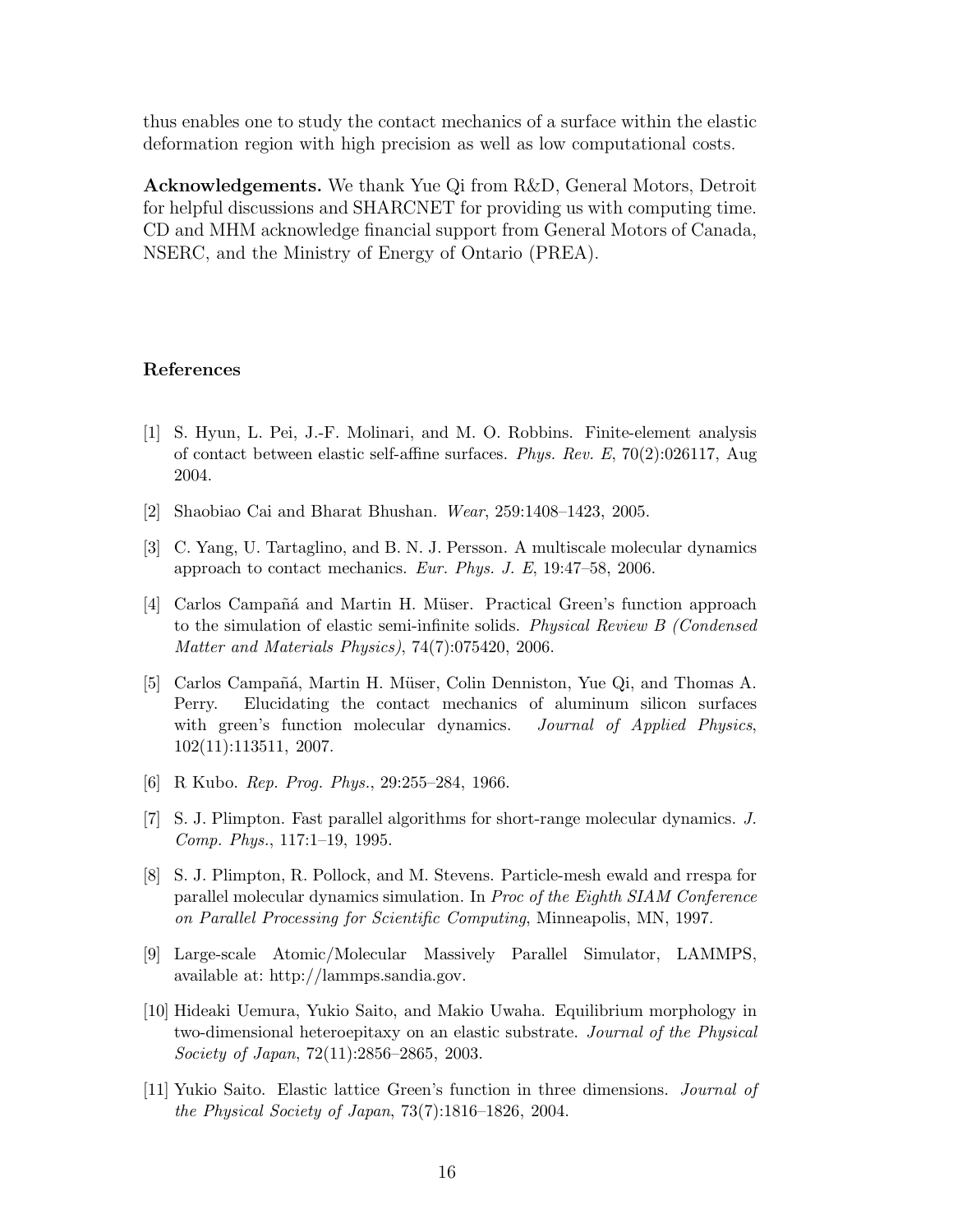thus enables one to study the contact mechanics of a surface within the elastic deformation region with high precision as well as low computational costs.

**Acknowledgements.** We thank Yue Qi from R&D, General Motors, Detroit for helpful discussions and SHARCNET for providing us with computing time. CD and MHM acknowledge financial support from General Motors of Canada, NSERC, and the Ministry of Energy of Ontario (PREA).

## References

[1] S. Hyun, L. Pei, J.-F. Molinari, and M. O. Robbins. Finite-element analysis of contact between elastic self-affine surfaces. *Phys. Rev. E*, 70(2):026117, Aug 2004.

[2] Shaobiao Cai and Bharat Bhushan. *Wear*, 259:1408–1423, 2005.

[3] C. Yang, U. Tartaglino, and B. N. J. Persson. A multiscale molecular dynamics approach to contact mechanics. *Eur. Phys. J. E*, 19:47–58, 2006.

[4] Carlos Campañá and Martin H. Müser. Practical Green's function approach to the simulation of elastic semi-infinite solids. *Physical Review B (Condensed Matter and Materials Physics)*, 74(7):075420, 2006.

[5] Carlos Campañá, Martin H. Müser, Colin Denniston, Yue Qi, and Thomas A. Perry. Elucidating the contact mechanics of aluminum silicon surfaces with green's function molecular dynamics. *Journal of Applied Physics*, 102(11):113511, 2007.

[6] R Kubo. *Rep. Prog. Phys.*, 29:255–284, 1966.

[7] S. J. Plimpton. Fast parallel algorithms for short-range molecular dynamics. *J. Comp. Phys.*, 117:1–19, 1995.

[8] S. J. Plimpton, R. Pollock, and M. Stevens. Particle-mesh ewald and rrespa for parallel molecular dynamics simulation. In *Proc of the Eighth SIAM Conference on Parallel Processing for Scientific Computing*, Minneapolis, MN, 1997.

[9] Large-scale Atomic/Molecular Massively Parallel Simulator, LAMMPS, available at: http://lammps.sandia.gov.

[10] Hideaki Uemura, Yukio Saito, and Makio Uwaha. Equilibrium morphology in two-dimensional heteroepitaxy on an elastic substrate. *Journal of the Physical Society of Japan*, 72(11):2856–2865, 2003.

[11] Yukio Saito. Elastic lattice Green's function in three dimensions. *Journal of the Physical Society of Japan*, 73(7):1816–1826, 2004.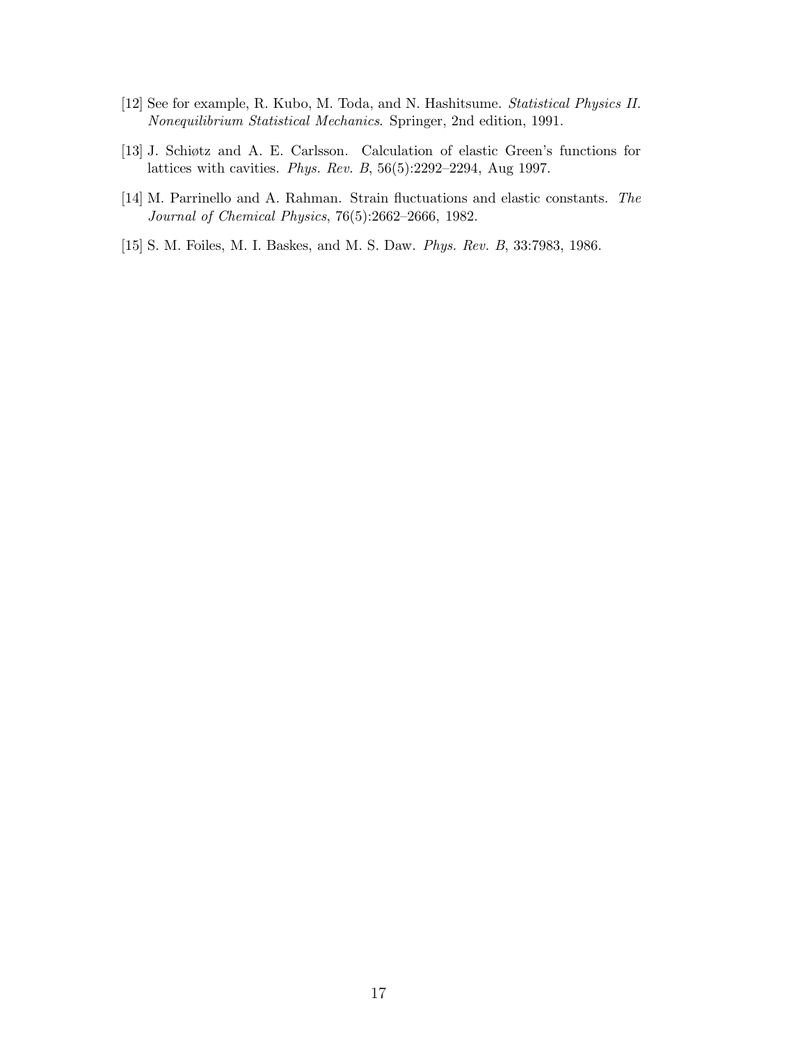[12] See for example, R. Kubo, M. Toda, and N. Hashitsume. *Statistical Physics II. Nonequilibrium Statistical Mechanics*. Springer, 2nd edition, 1991.

[13] J. Schiøtz and A. E. Carlsson. Calculation of elastic Green's functions for lattices with cavities. *Phys. Rev. B*, 56(5):2292–2294, Aug 1997.

[14] M. Parrinello and A. Rahman. Strain fluctuations and elastic constants. *The Journal of Chemical Physics*, 76(5):2662–2666, 1982.

[15] S. M. Foiles, M. I. Baskes, and M. S. Daw. *Phys. Rev. B*, 33:7983, 1986.